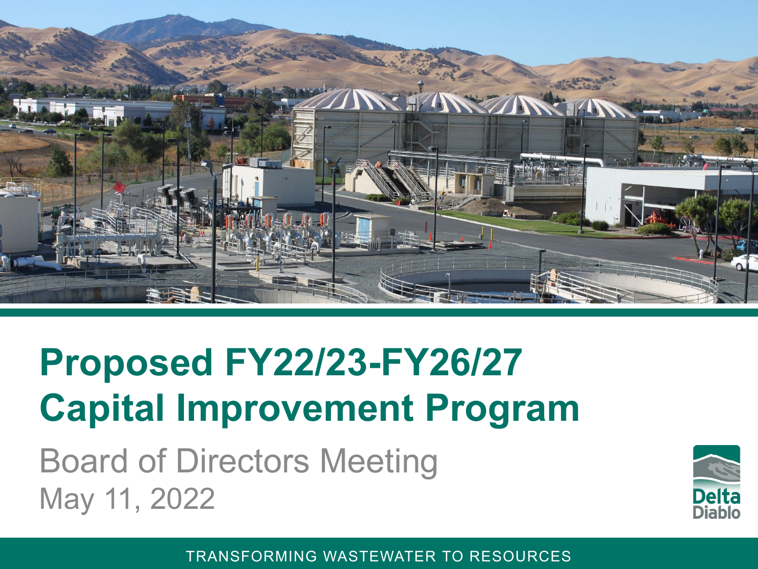# Proposed FY22/23-FY26/27 Capital Improvement Program

Board of Directors Meeting

May 11, 2022

Delta Diablo

TRANSFORMING WASTEWATER TO RESOURCES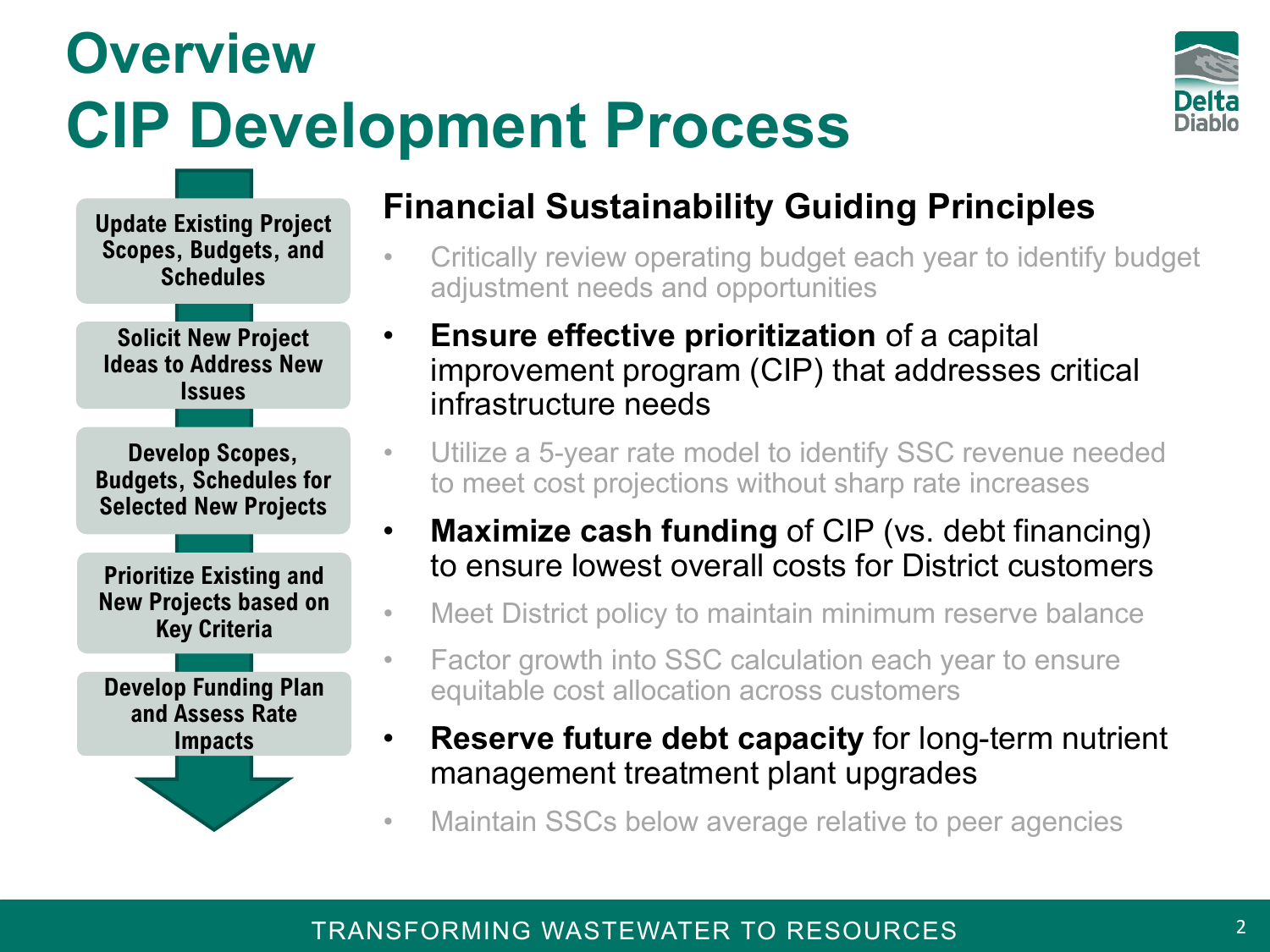# Overview
# CIP Development Process

1. Update Existing Project Scopes, Budgets, and Schedules
2. Solicit New Project Ideas to Address New Issues
3. Develop Scopes, Budgets, Schedules for Selected New Projects
4. Prioritize Existing and New Projects based on Key Criteria
5. Develop Funding Plan and Assess Rate Impacts

## Financial Sustainability Guiding Principles

- Critically review operating budget each year to identify budget adjustment needs and opportunities
- **Ensure effective prioritization** of a capital improvement program (CIP) that addresses critical infrastructure needs
- Utilize a 5-year rate model to identify SSC revenue needed to meet cost projections without sharp rate increases
- **Maximize cash funding** of CIP (vs. debt financing) to ensure lowest overall costs for District customers
- Meet District policy to maintain minimum reserve balance
- Factor growth into SSC calculation each year to ensure equitable cost allocation across customers
- **Reserve future debt capacity** for long-term nutrient management treatment plant upgrades
- Maintain SSCs below average relative to peer agencies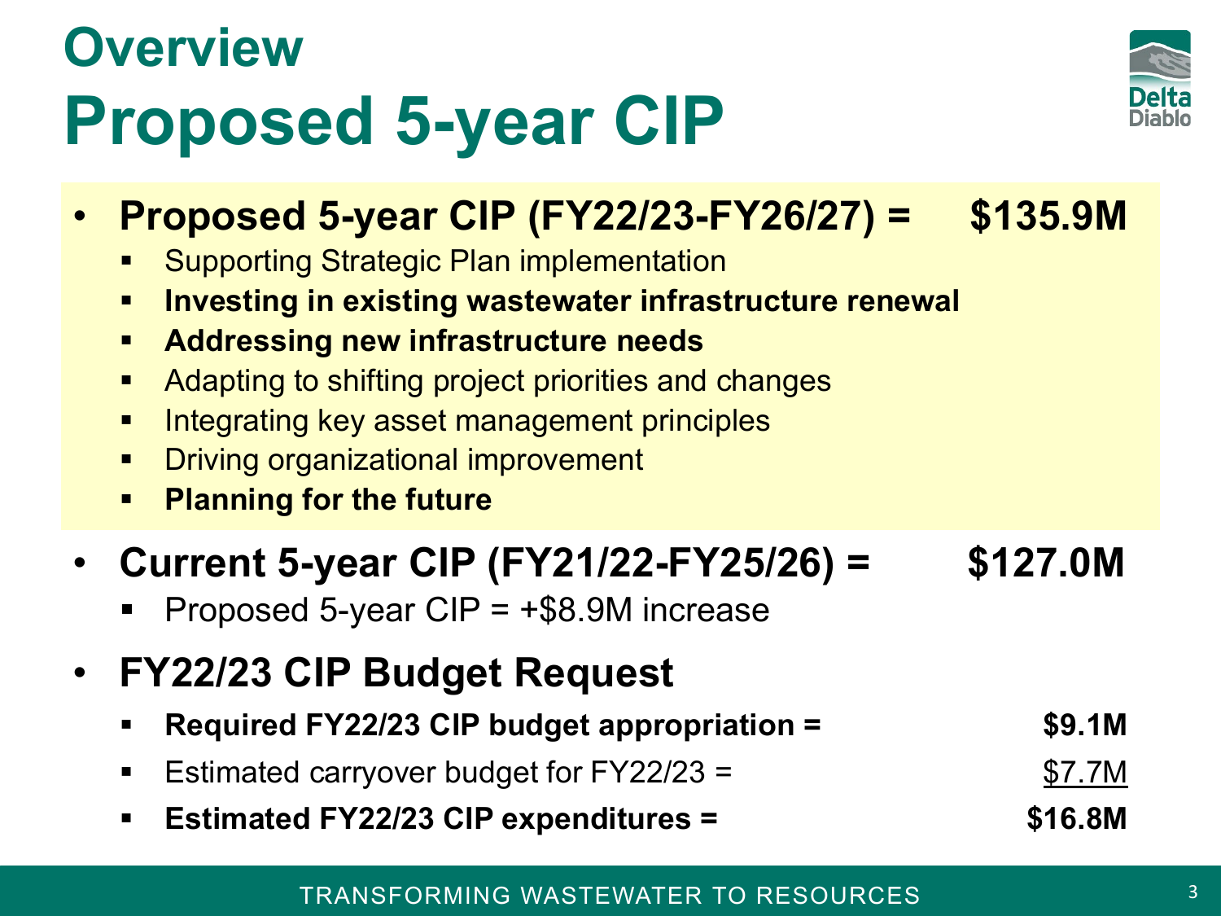# Overview

# Proposed 5-year CIP

- **Proposed 5-year CIP (FY22/23-FY26/27) = $135.9M**
  - Supporting Strategic Plan implementation
  - **Investing in existing wastewater infrastructure renewal**
  - **Addressing new infrastructure needs**
  - Adapting to shifting project priorities and changes
  - Integrating key asset management principles
  - Driving organizational improvement
  - **Planning for the future**
- **Current 5-year CIP (FY21/22-FY25/26) = $127.0M**
  - Proposed 5-year CIP = +$8.9M increase
- **FY22/23 CIP Budget Request**
  - **Required FY22/23 CIP budget appropriation = $9.1M**
  - Estimated carryover budget for FY22/23 = $7.7M
  - **Estimated FY22/23 CIP expenditures = $16.8M**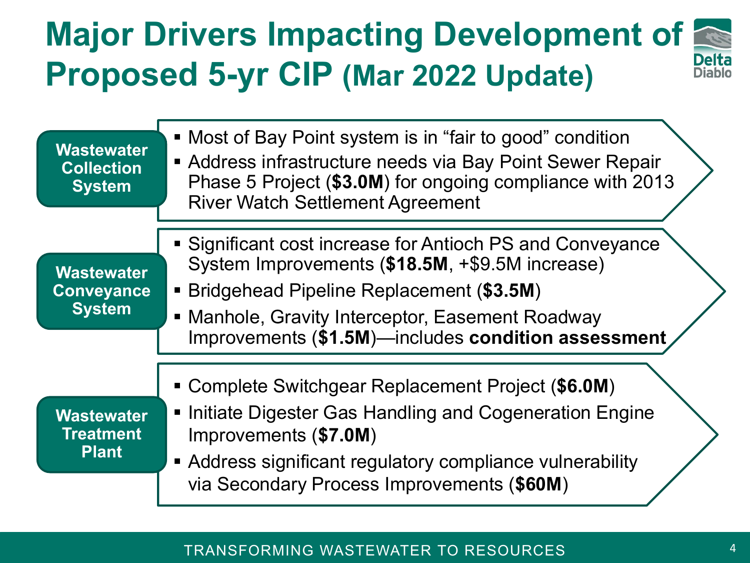# Major Drivers Impacting Development of Proposed 5-yr CIP (Mar 2022 Update)

## Wastewater Collection System

- Most of Bay Point system is in "fair to good" condition
- Address infrastructure needs via Bay Point Sewer Repair Phase 5 Project (**$3.0M**) for ongoing compliance with 2013 River Watch Settlement Agreement

## Wastewater Conveyance System

- Significant cost increase for Antioch PS and Conveyance System Improvements (**$18.5M**, +$9.5M increase)
- Bridgehead Pipeline Replacement (**$3.5M**)
- Manhole, Gravity Interceptor, Easement Roadway Improvements (**$1.5M**)—includes **condition assessment**

## Wastewater Treatment Plant

- Complete Switchgear Replacement Project (**$6.0M**)
- Initiate Digester Gas Handling and Cogeneration Engine Improvements (**$7.0M**)
- Address significant regulatory compliance vulnerability via Secondary Process Improvements (**$60M**)

TRANSFORMING WASTEWATER TO RESOURCES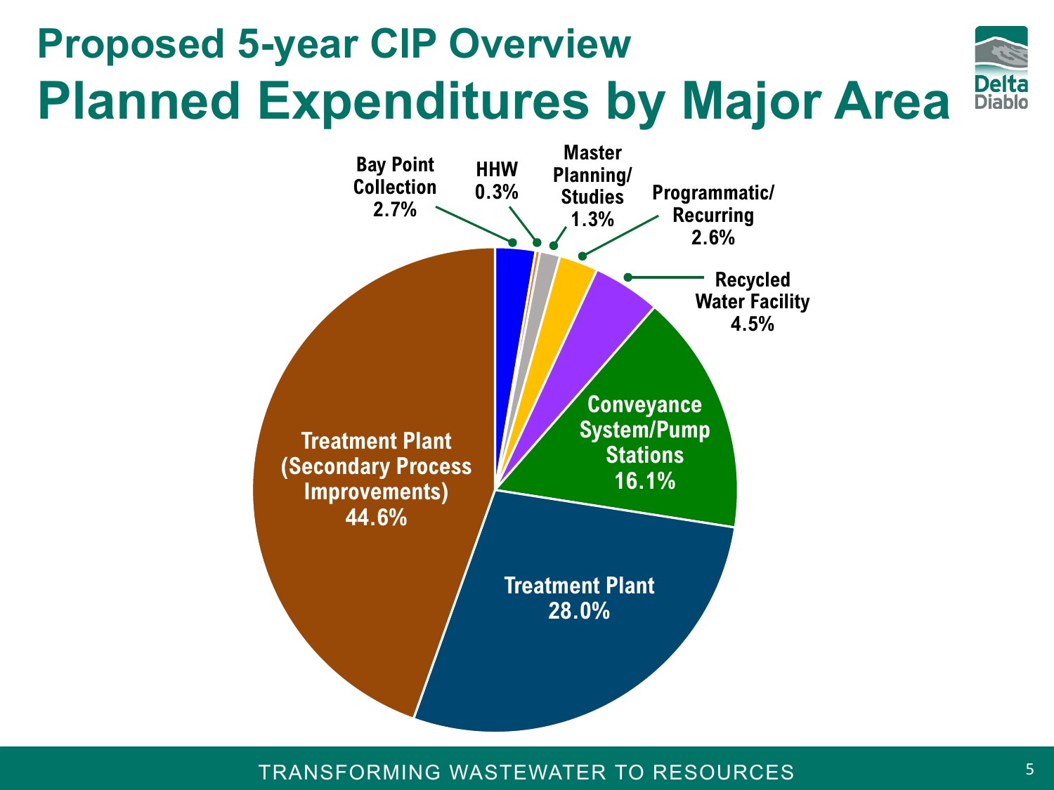# Proposed 5-year CIP Overview

## Planned Expenditures by Major Area

- Treatment Plant (Secondary Process Improvements) 44.6%
- Treatment Plant 28.0%
- Conveyance System/Pump Stations 16.1%
- Recycled Water Facility 4.5%
- Bay Point Collection 2.7%
- Programmatic/ Recurring 2.6%
- Master Planning/ Studies 1.3%
- HHW 0.3%

TRANSFORMING WASTEWATER TO RESOURCES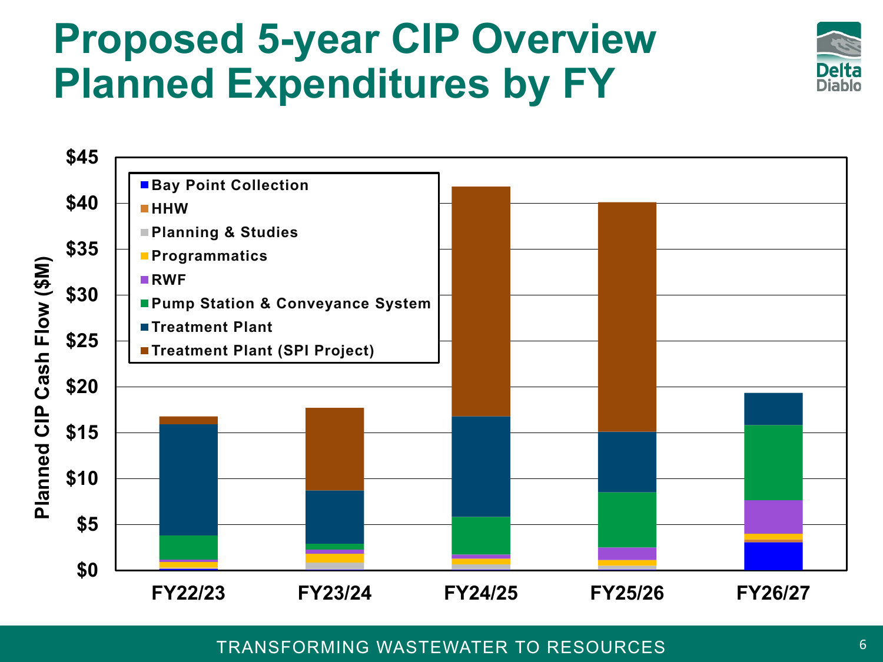# Proposed 5-year CIP Overview Planned Expenditures by FY

Planned CIP Cash Flow ($M)

- Bay Point Collection
- HHW
- Planning & Studies
- Programmatics
- RWF
- Pump Station & Conveyance System
- Treatment Plant
- Treatment Plant (SPI Project)

$45, $40, $35, $30, $25, $20, $15, $10, $5, $0

FY22/23 | FY23/24 | FY24/25 | FY25/26 | FY26/27

TRANSFORMING WASTEWATER TO RESOURCES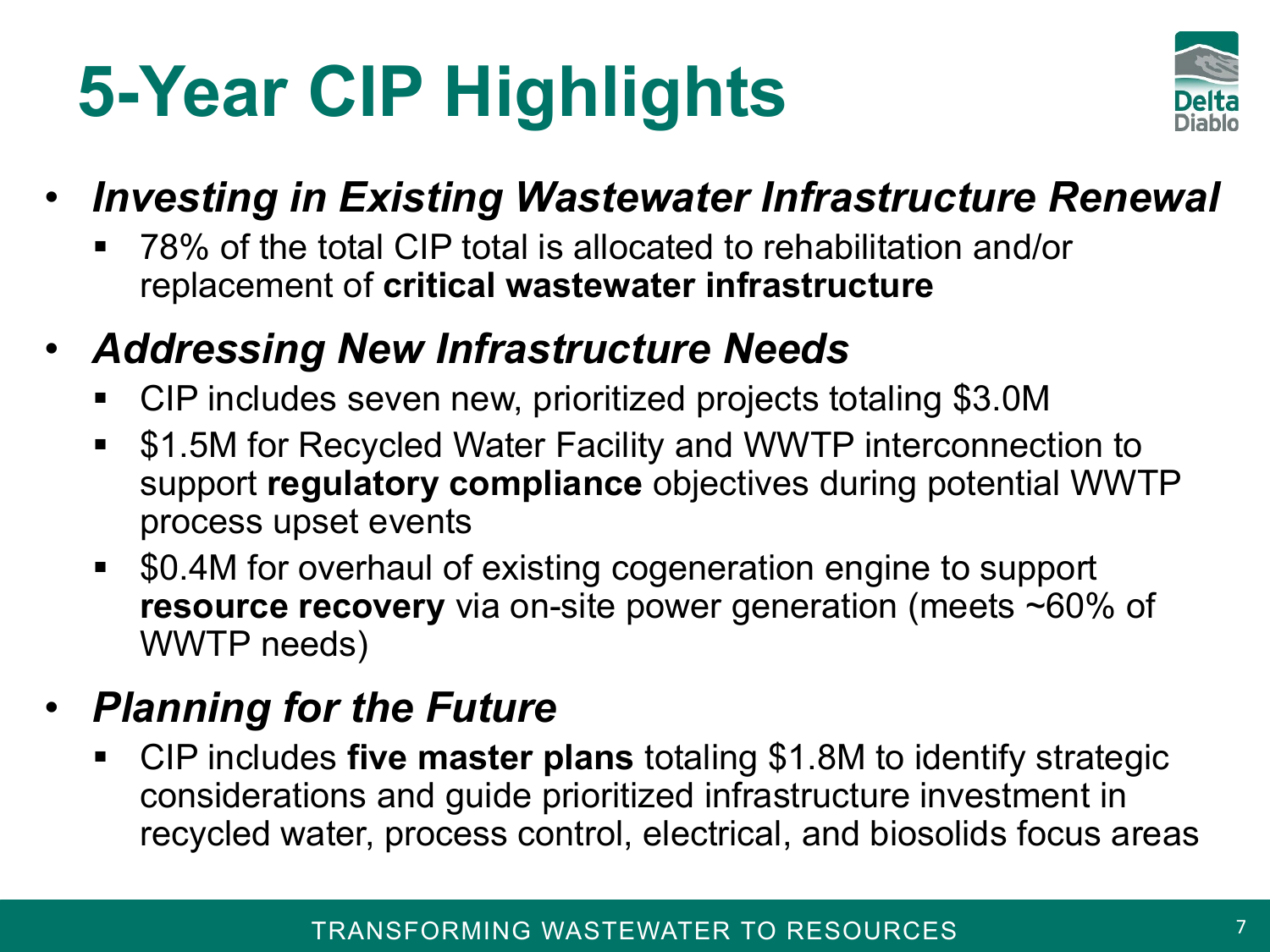# 5-Year CIP Highlights

- ***Investing in Existing Wastewater Infrastructure Renewal***
  - 78% of the total CIP total is allocated to rehabilitation and/or replacement of **critical wastewater infrastructure**
- ***Addressing New Infrastructure Needs***
  - CIP includes seven new, prioritized projects totaling $3.0M
  - $1.5M for Recycled Water Facility and WWTP interconnection to support **regulatory compliance** objectives during potential WWTP process upset events
  - $0.4M for overhaul of existing cogeneration engine to support **resource recovery** via on-site power generation (meets ~60% of WWTP needs)
- ***Planning for the Future***
  - CIP includes **five master plans** totaling $1.8M to identify strategic considerations and guide prioritized infrastructure investment in recycled water, process control, electrical, and biosolids focus areas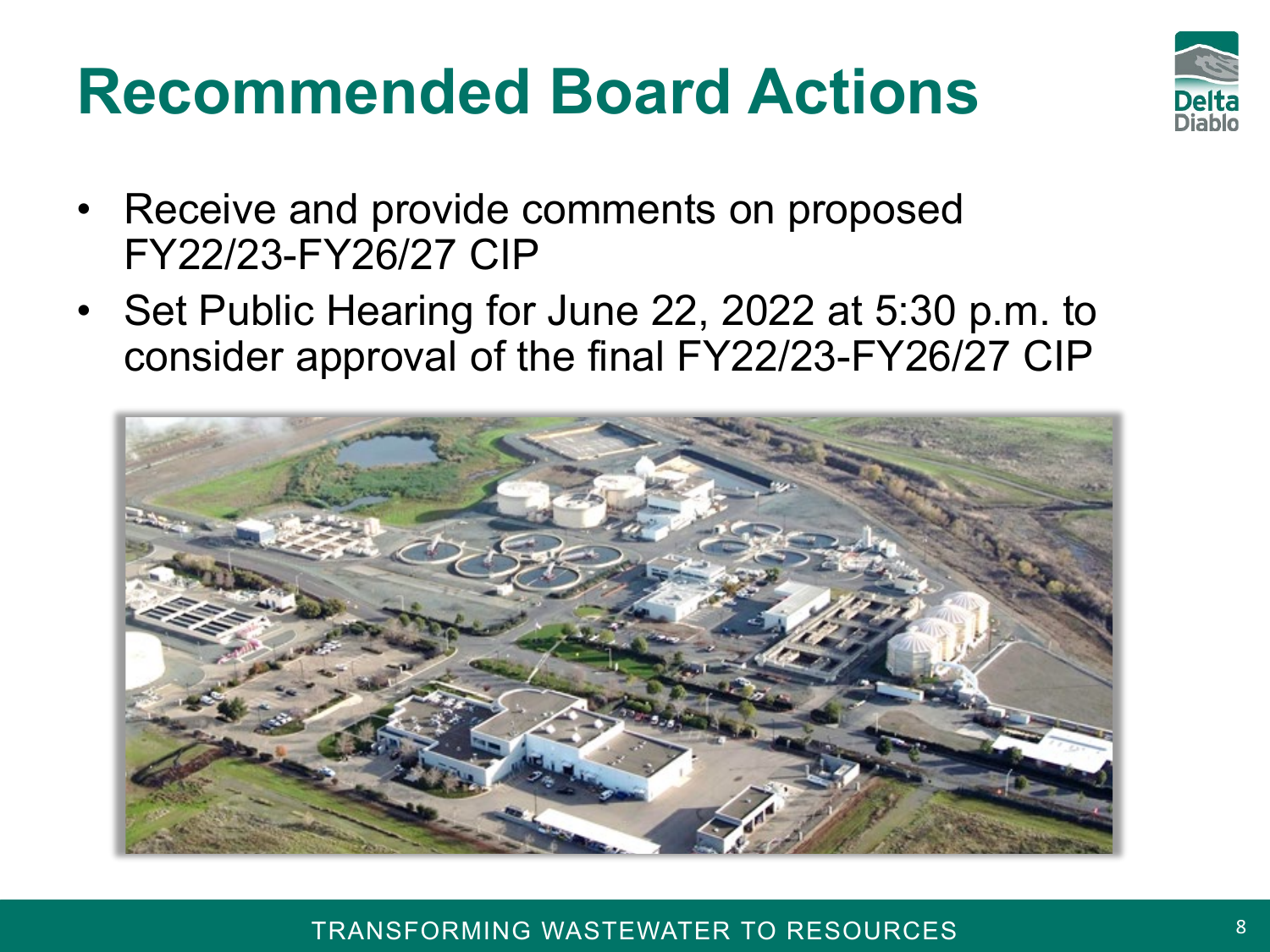# Recommended Board Actions

- Receive and provide comments on proposed FY22/23-FY26/27 CIP
- Set Public Hearing for June 22, 2022 at 5:30 p.m. to consider approval of the final FY22/23-FY26/27 CIP